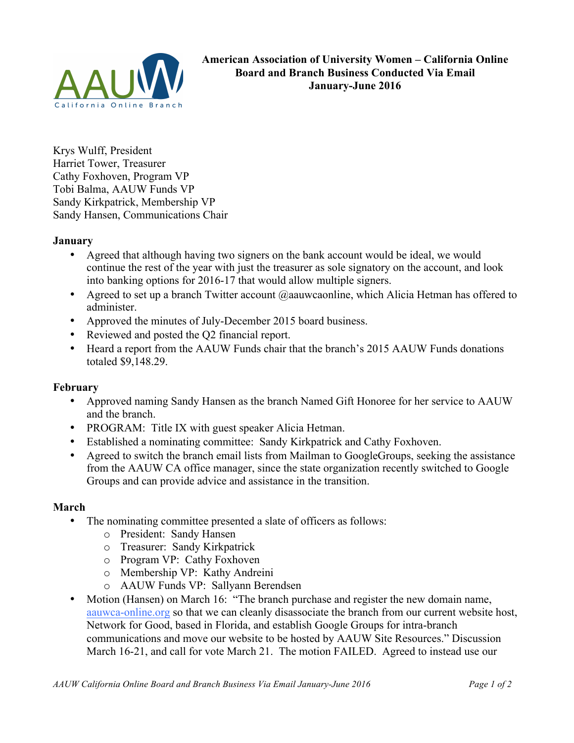# American Association of University Women – California Online Board and Branch Business Conducted Via Email January-June 2016

Krys Wulff, President
Harriet Tower, Treasurer
Cathy Foxhoven, Program VP
Tobi Balma, AAUW Funds VP
Sandy Kirkpatrick, Membership VP
Sandy Hansen, Communications Chair

**January**

- Agreed that although having two signers on the bank account would be ideal, we would continue the rest of the year with just the treasurer as sole signatory on the account, and look into banking options for 2016-17 that would allow multiple signers.
- Agreed to set up a branch Twitter account @aauwcaonline, which Alicia Hetman has offered to administer.
- Approved the minutes of July-December 2015 board business.
- Reviewed and posted the Q2 financial report.
- Heard a report from the AAUW Funds chair that the branch's 2015 AAUW Funds donations totaled $9,148.29.

**February**

- Approved naming Sandy Hansen as the branch Named Gift Honoree for her service to AAUW and the branch.
- PROGRAM: Title IX with guest speaker Alicia Hetman.
- Established a nominating committee: Sandy Kirkpatrick and Cathy Foxhoven.
- Agreed to switch the branch email lists from Mailman to GoogleGroups, seeking the assistance from the AAUW CA office manager, since the state organization recently switched to Google Groups and can provide advice and assistance in the transition.

**March**

- The nominating committee presented a slate of officers as follows:
  - President: Sandy Hansen
  - Treasurer: Sandy Kirkpatrick
  - Program VP: Cathy Foxhoven
  - Membership VP: Kathy Andreini
  - AAUW Funds VP: Sallyann Berendsen
- Motion (Hansen) on March 16: "The branch purchase and register the new domain name, aauwca-online.org so that we can cleanly disassociate the branch from our current website host, Network for Good, based in Florida, and establish Google Groups for intra-branch communications and move our website to be hosted by AAUW Site Resources." Discussion March 16-21, and call for vote March 21. The motion FAILED. Agreed to instead use our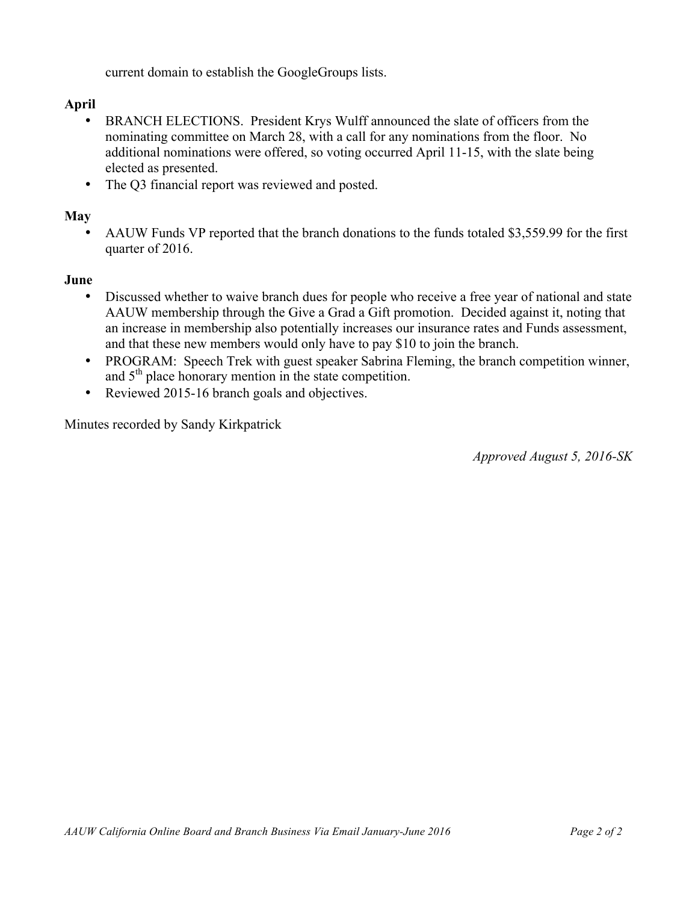current domain to establish the GoogleGroups lists.

**April**

- BRANCH ELECTIONS. President Krys Wulff announced the slate of officers from the nominating committee on March 28, with a call for any nominations from the floor. No additional nominations were offered, so voting occurred April 11-15, with the slate being elected as presented.
- The Q3 financial report was reviewed and posted.

**May**

- AAUW Funds VP reported that the branch donations to the funds totaled $3,559.99 for the first quarter of 2016.

**June**

- Discussed whether to waive branch dues for people who receive a free year of national and state AAUW membership through the Give a Grad a Gift promotion. Decided against it, noting that an increase in membership also potentially increases our insurance rates and Funds assessment, and that these new members would only have to pay $10 to join the branch.
- PROGRAM: Speech Trek with guest speaker Sabrina Fleming, the branch competition winner, and 5th place honorary mention in the state competition.
- Reviewed 2015-16 branch goals and objectives.

Minutes recorded by Sandy Kirkpatrick

*Approved August 5, 2016-SK*